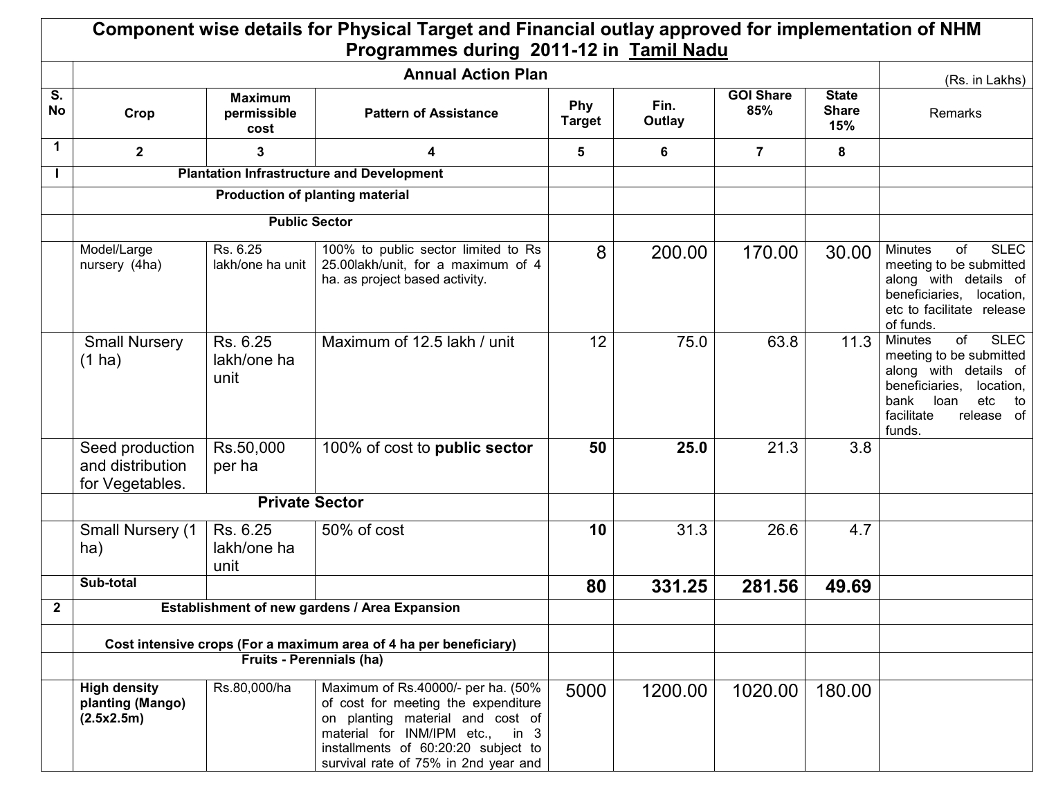# Component wise details for Physical Target and Financial outlay approved for implementation of NHM Programmes during 2011-12 in Tamil Nadu

| S. No | Crop | Maximum permissible cost | Pattern of Assistance | Phy Target | Fin. Outlay | GOI Share 85% | State Share 15% | Remarks |
|---|---|---|---|---|---|---|---|---|
| | **Annual Action Plan** | | | | | | | (Rs. in Lakhs) |
| 1 | 2 | 3 | 4 | 5 | 6 | 7 | 8 | |
| I | **Plantation Infrastructure and Development** | | | | | | | |
| | **Production of planting material** | | | | | | | |
| | **Public Sector** | | | | | | | |
| | Model/Large nursery (4ha) | Rs. 6.25 lakh/one ha unit | 100% to public sector limited to Rs 25.00lakh/unit, for a maximum of 4 ha. as project based activity. | 8 | 200.00 | 170.00 | 30.00 | Minutes of SLEC meeting to be submitted along with details of beneficiaries, location, etc to facilitate release of funds. |
| | Small Nursery (1 ha) | Rs. 6.25 lakh/one ha unit | Maximum of 12.5 lakh / unit | 12 | 75.0 | 63.8 | 11.3 | Minutes of SLEC meeting to be submitted along with details of beneficiaries, location, bank loan etc to facilitate release of funds. |
| | Seed production and distribution for Vegetables. | Rs.50,000 per ha | 100% of cost to **public sector** | **50** | **25.0** | 21.3 | 3.8 | |
| | **Private Sector** | | | | | | | |
| | Small Nursery (1 ha) | Rs. 6.25 lakh/one ha unit | 50% of cost | **10** | 31.3 | 26.6 | 4.7 | |
| | **Sub-total** | | | **80** | **331.25** | **281.56** | **49.69** | |
| 2 | **Establishment of new gardens / Area Expansion** | | | | | | | |
| | **Cost intensive crops (For a maximum area of 4 ha per beneficiary)** | | | | | | | |
| | **Fruits - Perennials (ha)** | | | | | | | |
| | **High density planting (Mango) (2.5x2.5m)** | Rs.80,000/ha | Maximum of Rs.40000/- per ha. (50% of cost for meeting the expenditure on planting material and cost of material for INM/IPM etc., in 3 installments of 60:20:20 subject to survival rate of 75% in 2nd year and | 5000 | 1200.00 | 1020.00 | 180.00 | |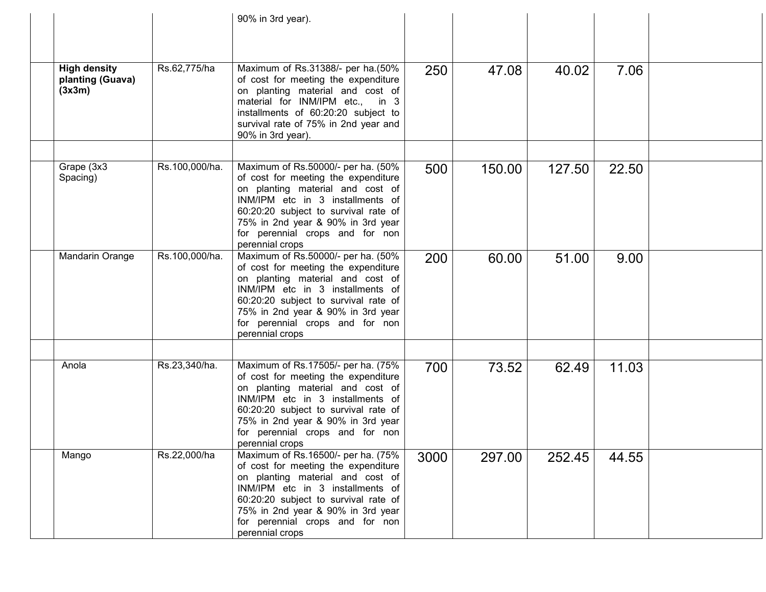| | | | | | | | | |
|---|---|---|---|---|---|---|---|---|
| | | | 90% in 3rd year). | | | | | |
| | **High density planting (Guava) (3x3m)** | Rs.62,775/ha | Maximum of Rs.31388/- per ha.(50% of cost for meeting the expenditure on planting material and cost of material for INM/IPM etc., in 3 installments of 60:20:20 subject to survival rate of 75% in 2nd year and 90% in 3rd year). | 250 | 47.08 | 40.02 | 7.06 | |
| | | | | | | | | |
| | Grape (3x3 Spacing) | Rs.100,000/ha. | Maximum of Rs.50000/- per ha. (50% of cost for meeting the expenditure on planting material and cost of INM/IPM etc in 3 installments of 60:20:20 subject to survival rate of 75% in 2nd year & 90% in 3rd year for perennial crops and for non perennial crops | 500 | 150.00 | 127.50 | 22.50 | |
| | Mandarin Orange | Rs.100,000/ha. | Maximum of Rs.50000/- per ha. (50% of cost for meeting the expenditure on planting material and cost of INM/IPM etc in 3 installments of 60:20:20 subject to survival rate of 75% in 2nd year & 90% in 3rd year for perennial crops and for non perennial crops | 200 | 60.00 | 51.00 | 9.00 | |
| | | | | | | | | |
| | Anola | Rs.23,340/ha. | Maximum of Rs.17505/- per ha. (75% of cost for meeting the expenditure on planting material and cost of INM/IPM etc in 3 installments of 60:20:20 subject to survival rate of 75% in 2nd year & 90% in 3rd year for perennial crops and for non perennial crops | 700 | 73.52 | 62.49 | 11.03 | |
| | Mango | Rs.22,000/ha | Maximum of Rs.16500/- per ha. (75% of cost for meeting the expenditure on planting material and cost of INM/IPM etc in 3 installments of 60:20:20 subject to survival rate of 75% in 2nd year & 90% in 3rd year for perennial crops and for non perennial crops | 3000 | 297.00 | 252.45 | 44.55 | |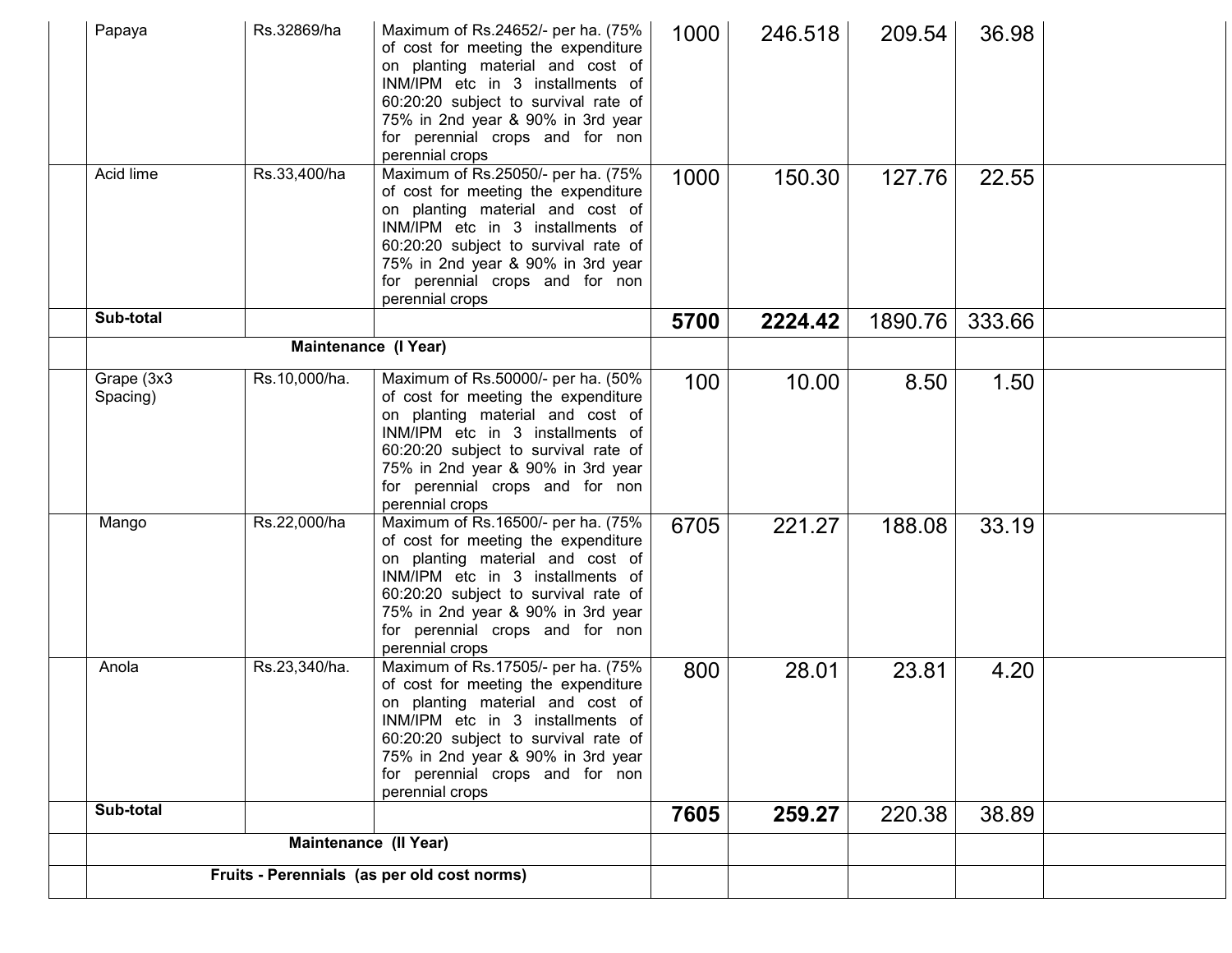|  | Papaya | Rs.32869/ha | Maximum of Rs.24652/- per ha. (75% of cost for meeting the expenditure on planting material and cost of INM/IPM etc in 3 installments of 60:20:20 subject to survival rate of 75% in 2nd year & 90% in 3rd year for perennial crops and for non perennial crops | 1000 | 246.518 | 209.54 | 36.98 |  |
|---|---|---|---|---|---|---|---|---|
|  | Acid lime | Rs.33,400/ha | Maximum of Rs.25050/- per ha. (75% of cost for meeting the expenditure on planting material and cost of INM/IPM etc in 3 installments of 60:20:20 subject to survival rate of 75% in 2nd year & 90% in 3rd year for perennial crops and for non perennial crops | 1000 | 150.30 | 127.76 | 22.55 |  |
|  | **Sub-total** |  |  | **5700** | **2224.42** | 1890.76 | 333.66 |  |
|  | **Maintenance (I Year)** |  |  |  |  |  |  |  |
|  | Grape (3x3 Spacing) | Rs.10,000/ha. | Maximum of Rs.50000/- per ha. (50% of cost for meeting the expenditure on planting material and cost of INM/IPM etc in 3 installments of 60:20:20 subject to survival rate of 75% in 2nd year & 90% in 3rd year for perennial crops and for non perennial crops | 100 | 10.00 | 8.50 | 1.50 |  |
|  | Mango | Rs.22,000/ha | Maximum of Rs.16500/- per ha. (75% of cost for meeting the expenditure on planting material and cost of INM/IPM etc in 3 installments of 60:20:20 subject to survival rate of 75% in 2nd year & 90% in 3rd year for perennial crops and for non perennial crops | 6705 | 221.27 | 188.08 | 33.19 |  |
|  | Anola | Rs.23,340/ha. | Maximum of Rs.17505/- per ha. (75% of cost for meeting the expenditure on planting material and cost of INM/IPM etc in 3 installments of 60:20:20 subject to survival rate of 75% in 2nd year & 90% in 3rd year for perennial crops and for non perennial crops | 800 | 28.01 | 23.81 | 4.20 |  |
|  | **Sub-total** |  |  | **7605** | **259.27** | 220.38 | 38.89 |  |
|  | **Maintenance (II Year)** |  |  |  |  |  |  |  |
|  | **Fruits - Perennials (as per old cost norms)** |  |  |  |  |  |  |  |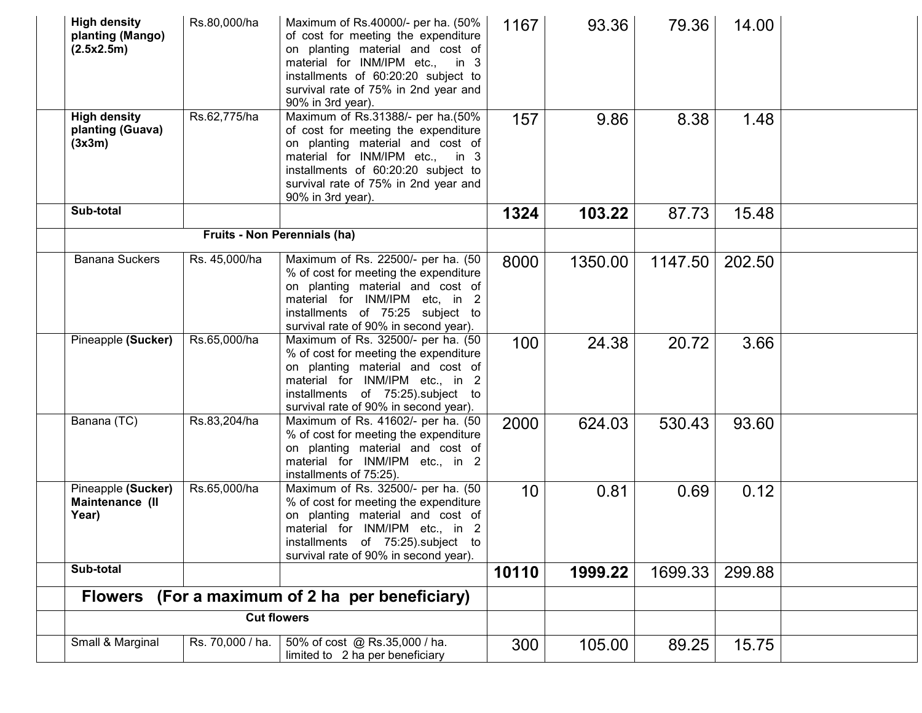| | | | | | | | | |
|---|---|---|---|---|---|---|---|---|
| | **High density planting (Mango) (2.5x2.5m)** | Rs.80,000/ha | Maximum of Rs.40000/- per ha. (50% of cost for meeting the expenditure on planting material and cost of material for INM/IPM etc., in 3 installments of 60:20:20 subject to survival rate of 75% in 2nd year and 90% in 3rd year). | 1167 | 93.36 | 79.36 | 14.00 | |
| | **High density planting (Guava) (3x3m)** | Rs.62,775/ha | Maximum of Rs.31388/- per ha.(50% of cost for meeting the expenditure on planting material and cost of material for INM/IPM etc., in 3 installments of 60:20:20 subject to survival rate of 75% in 2nd year and 90% in 3rd year). | 157 | 9.86 | 8.38 | 1.48 | |
| | **Sub-total** | | | **1324** | **103.22** | 87.73 | 15.48 | |
| | **Fruits - Non Perennials (ha)** | | | | | | | |
| | Banana Suckers | Rs. 45,000/ha | Maximum of Rs. 22500/- per ha. (50 % of cost for meeting the expenditure on planting material and cost of material for INM/IPM etc, in 2 installments of 75:25 subject to survival rate of 90% in second year). | 8000 | 1350.00 | 1147.50 | 202.50 | |
| | Pineapple **(Sucker)** | Rs.65,000/ha | Maximum of Rs. 32500/- per ha. (50 % of cost for meeting the expenditure on planting material and cost of material for INM/IPM etc., in 2 installments of 75:25).subject to survival rate of 90% in second year). | 100 | 24.38 | 20.72 | 3.66 | |
| | Banana (TC) | Rs.83,204/ha | Maximum of Rs. 41602/- per ha. (50 % of cost for meeting the expenditure on planting material and cost of material for INM/IPM etc., in 2 installments of 75:25). | 2000 | 624.03 | 530.43 | 93.60 | |
| | Pineapple **(Sucker) Maintenance (II Year)** | Rs.65,000/ha | Maximum of Rs. 32500/- per ha. (50 % of cost for meeting the expenditure on planting material and cost of material for INM/IPM etc., in 2 installments of 75:25).subject to survival rate of 90% in second year). | 10 | 0.81 | 0.69 | 0.12 | |
| | **Sub-total** | | | **10110** | **1999.22** | 1699.33 | 299.88 | |
| | **Flowers (For a maximum of 2 ha per beneficiary)** | | | | | | | |
| | **Cut flowers** | | | | | | | |
| | Small & Marginal | Rs. 70,000 / ha. | 50% of cost @ Rs.35,000 / ha. limited to 2 ha per beneficiary | 300 | 105.00 | 89.25 | 15.75 | |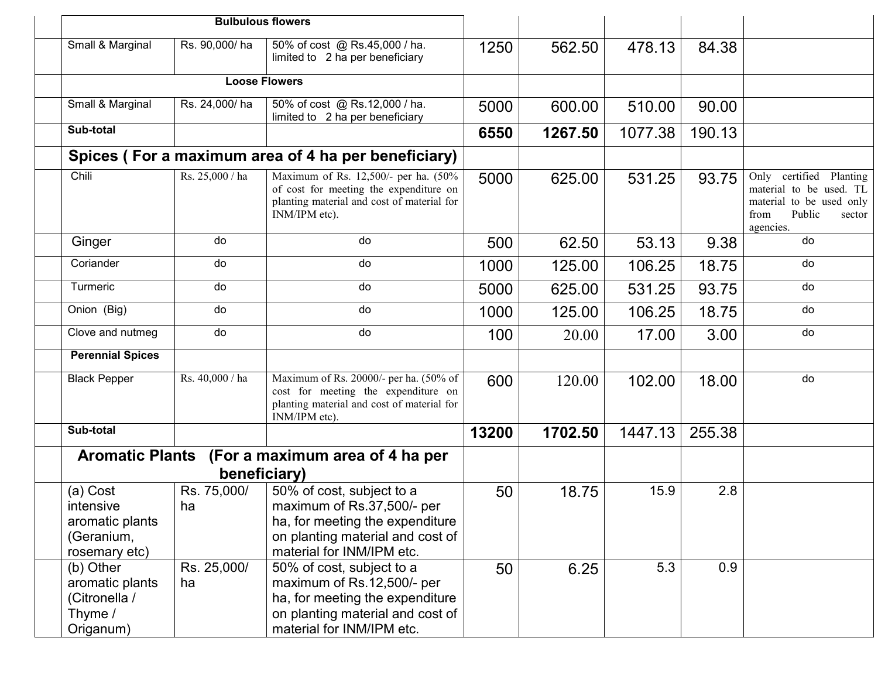|  |  |  |  |  |  |  |  |  |
|---|---|---|---|---|---|---|---|---|
|  | Bulbulous flowers | | | | | | | |
|  | Small & Marginal | Rs. 90,000/ ha | 50% of cost @ Rs.45,000 / ha. limited to 2 ha per beneficiary | 1250 | 562.50 | 478.13 | 84.38 |  |
|  | Loose Flowers | | | | | | | |
|  | Small & Marginal | Rs. 24,000/ ha | 50% of cost @ Rs.12,000 / ha. limited to 2 ha per beneficiary | 5000 | 600.00 | 510.00 | 90.00 |  |
|  | **Sub-total** |  |  | **6550** | **1267.50** | 1077.38 | 190.13 |  |
|  | **Spices ( For a maximum area of 4 ha per beneficiary)** | | | | | | | |
|  | Chili | Rs. 25,000 / ha | Maximum of Rs. 12,500/- per ha. (50% of cost for meeting the expenditure on planting material and cost of material for INM/IPM etc). | 5000 | 625.00 | 531.25 | 93.75 | Only certified Planting material to be used. TL material to be used only from Public sector agencies. |
|  | Ginger | do | do | 500 | 62.50 | 53.13 | 9.38 | do |
|  | Coriander | do | do | 1000 | 125.00 | 106.25 | 18.75 | do |
|  | Turmeric | do | do | 5000 | 625.00 | 531.25 | 93.75 | do |
|  | Onion (Big) | do | do | 1000 | 125.00 | 106.25 | 18.75 | do |
|  | Clove and nutmeg | do | do | 100 | 20.00 | 17.00 | 3.00 | do |
|  | **Perennial Spices** |  |  |  |  |  |  |  |
|  | Black Pepper | Rs. 40,000 / ha | Maximum of Rs. 20000/- per ha. (50% of cost for meeting the expenditure on planting material and cost of material for INM/IPM etc). | 600 | 120.00 | 102.00 | 18.00 | do |
|  | **Sub-total** |  |  | **13200** | **1702.50** | 1447.13 | 255.38 |  |
|  | **Aromatic Plants (For a maximum area of 4 ha per beneficiary)** | | | | | | | |
|  | (a) Cost intensive aromatic plants (Geranium, rosemary etc) | Rs. 75,000/ ha | 50% of cost, subject to a maximum of Rs.37,500/- per ha, for meeting the expenditure on planting material and cost of material for INM/IPM etc. | 50 | 18.75 | 15.9 | 2.8 |  |
|  | (b) Other aromatic plants (Citronella / Thyme / Origanum) | Rs. 25,000/ ha | 50% of cost, subject to a maximum of Rs.12,500/- per ha, for meeting the expenditure on planting material and cost of material for INM/IPM etc. | 50 | 6.25 | 5.3 | 0.9 |  |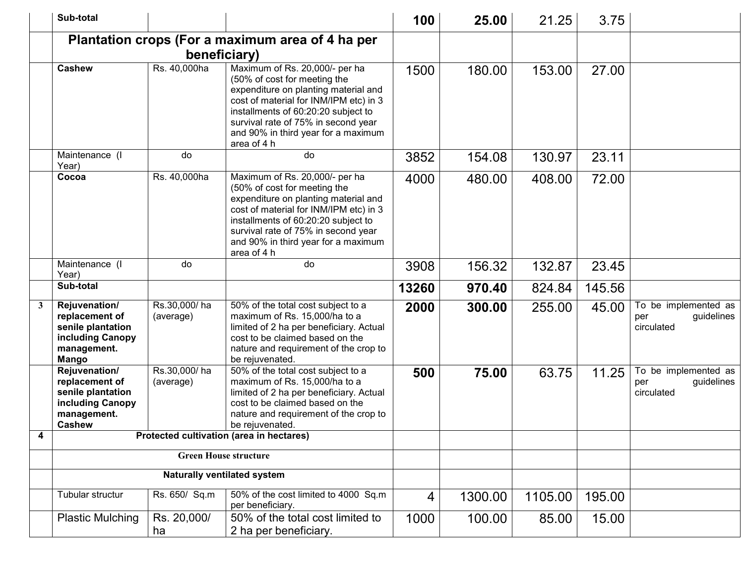|  |  |  |  |  |  |  |  |  |
|---|---|---|---|---|---|---|---|---|
|  | **Sub-total** |  |  | **100** | **25.00** | 21.25 | 3.75 |  |
|  | **Plantation crops (For a maximum area of 4 ha per beneficiary)** |  |  |  |  |  |  |  |
|  | **Cashew** | Rs. 40,000ha | Maximum of Rs. 20,000/- per ha (50% of cost for meeting the expenditure on planting material and cost of material for INM/IPM etc) in 3 installments of 60:20:20 subject to survival rate of 75% in second year and 90% in third year for a maximum area of 4 h | 1500 | 180.00 | 153.00 | 27.00 |  |
|  | Maintenance (I Year) | do | do | 3852 | 154.08 | 130.97 | 23.11 |  |
|  | **Cocoa** | Rs. 40,000ha | Maximum of Rs. 20,000/- per ha (50% of cost for meeting the expenditure on planting material and cost of material for INM/IPM etc) in 3 installments of 60:20:20 subject to survival rate of 75% in second year and 90% in third year for a maximum area of 4 h | 4000 | 480.00 | 408.00 | 72.00 |  |
|  | Maintenance (I Year) | do | do | 3908 | 156.32 | 132.87 | 23.45 |  |
|  | **Sub-total** |  |  | **13260** | **970.40** | 824.84 | 145.56 |  |
| **3** | **Rejuvenation/ replacement of senile plantation including Canopy management. Mango** | Rs.30,000/ ha (average) | 50% of the total cost subject to a maximum of Rs. 15,000/ha to a limited of 2 ha per beneficiary. Actual cost to be claimed based on the nature and requirement of the crop to be rejuvenated. | **2000** | **300.00** | 255.00 | 45.00 | To be implemented as per guidelines circulated |
|  | **Rejuvenation/ replacement of senile plantation including Canopy management. Cashew** | Rs.30,000/ ha (average) | 50% of the total cost subject to a maximum of Rs. 15,000/ha to a limited of 2 ha per beneficiary. Actual cost to be claimed based on the nature and requirement of the crop to be rejuvenated. | **500** | **75.00** | 63.75 | 11.25 | To be implemented as per guidelines circulated |
| **4** | **Protected cultivation (area in hectares)** |  |  |  |  |  |  |  |
|  | **Green House structure** |  |  |  |  |  |  |  |
|  | **Naturally ventilated system** |  |  |  |  |  |  |  |
|  | Tubular structur | Rs. 650/ Sq.m | 50% of the cost limited to 4000 Sq.m per beneficiary. | 4 | 1300.00 | 1105.00 | 195.00 |  |
|  | Plastic Mulching | Rs. 20,000/ ha | 50% of the total cost limited to 2 ha per beneficiary. | 1000 | 100.00 | 85.00 | 15.00 |  |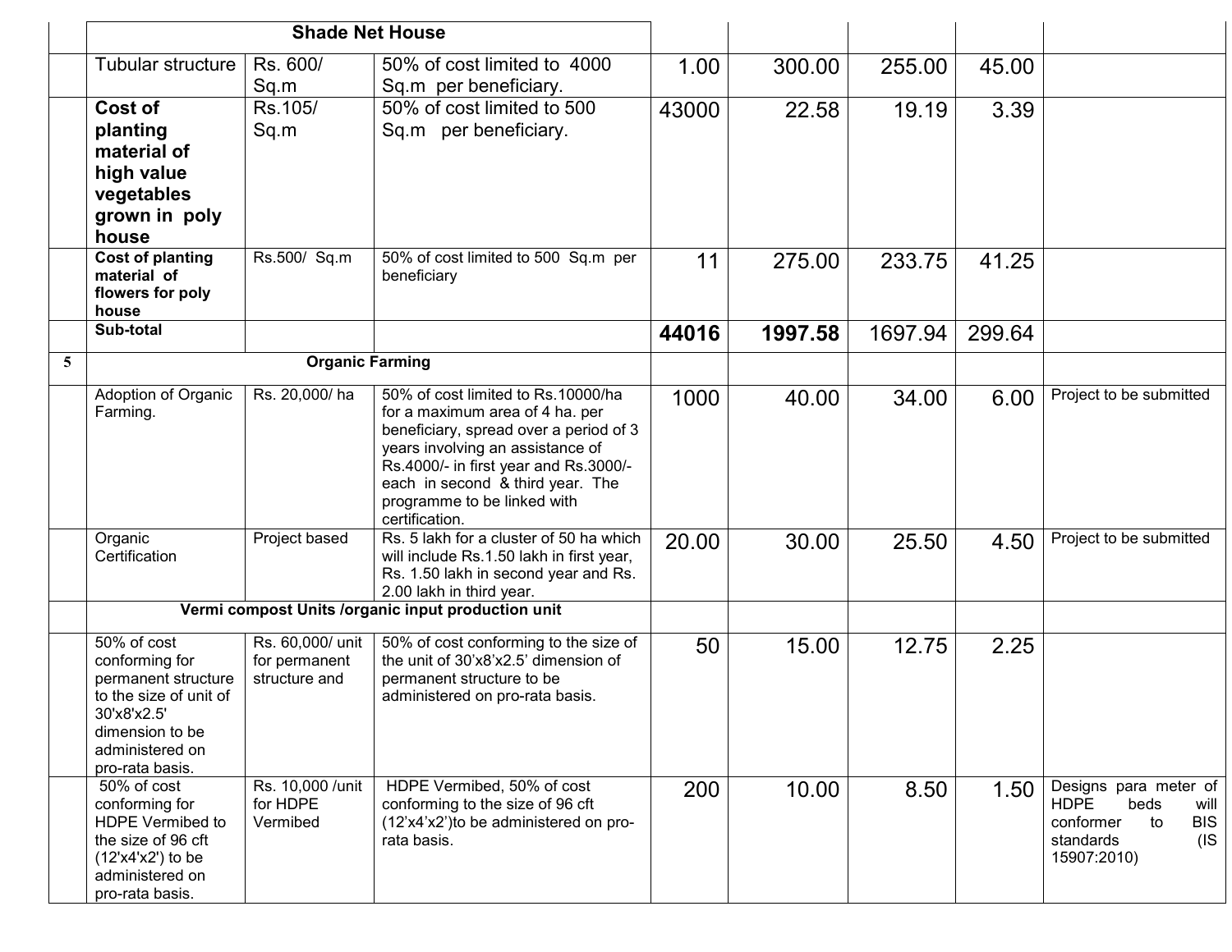| | | | | | | | | |
|---|---|---|---|---|---|---|---|---|
| | **Shade Net House** | | | | | | | |
| | Tubular structure | Rs. 600/ Sq.m | 50% of cost limited to 4000 Sq.m per beneficiary. | 1.00 | 300.00 | 255.00 | 45.00 | |
| | **Cost of planting material of high value vegetables grown in poly house** | Rs.105/ Sq.m | 50% of cost limited to 500 Sq.m per beneficiary. | 43000 | 22.58 | 19.19 | 3.39 | |
| | **Cost of planting material of flowers for poly house** | Rs.500/ Sq.m | 50% of cost limited to 500 Sq.m per beneficiary | 11 | 275.00 | 233.75 | 41.25 | |
| | **Sub-total** | | | **44016** | **1997.58** | 1697.94 | 299.64 | |
| **5** | **Organic Farming** | | | | | | | |
| | Adoption of Organic Farming. | Rs. 20,000/ ha | 50% of cost limited to Rs.10000/ha for a maximum area of 4 ha. per beneficiary, spread over a period of 3 years involving an assistance of Rs.4000/- in first year and Rs.3000/- each in second & third year. The programme to be linked with certification. | 1000 | 40.00 | 34.00 | 6.00 | Project to be submitted |
| | Organic Certification | Project based | Rs. 5 lakh for a cluster of 50 ha which will include Rs.1.50 lakh in first year, Rs. 1.50 lakh in second year and Rs. 2.00 lakh in third year. | 20.00 | 30.00 | 25.50 | 4.50 | Project to be submitted |
| | **Vermi compost Units /organic input production unit** | | | | | | | |
| | 50% of cost conforming for permanent structure to the size of unit of 30'x8'x2.5' dimension to be administered on pro-rata basis. | Rs. 60,000/ unit for permanent structure and | 50% of cost conforming to the size of the unit of 30'x8'x2.5' dimension of permanent structure to be administered on pro-rata basis. | 50 | 15.00 | 12.75 | 2.25 | |
| | 50% of cost conforming for HDPE Vermibed to the size of 96 cft (12'x4'x2') to be administered on pro-rata basis. | Rs. 10,000 /unit for HDPE Vermibed | HDPE Vermibed, 50% of cost conforming to the size of 96 cft (12'x4'x2') to be administered on pro-rata basis. | 200 | 10.00 | 8.50 | 1.50 | Designs para meter of HDPE beds will conformer to BIS standards (IS 15907:2010) |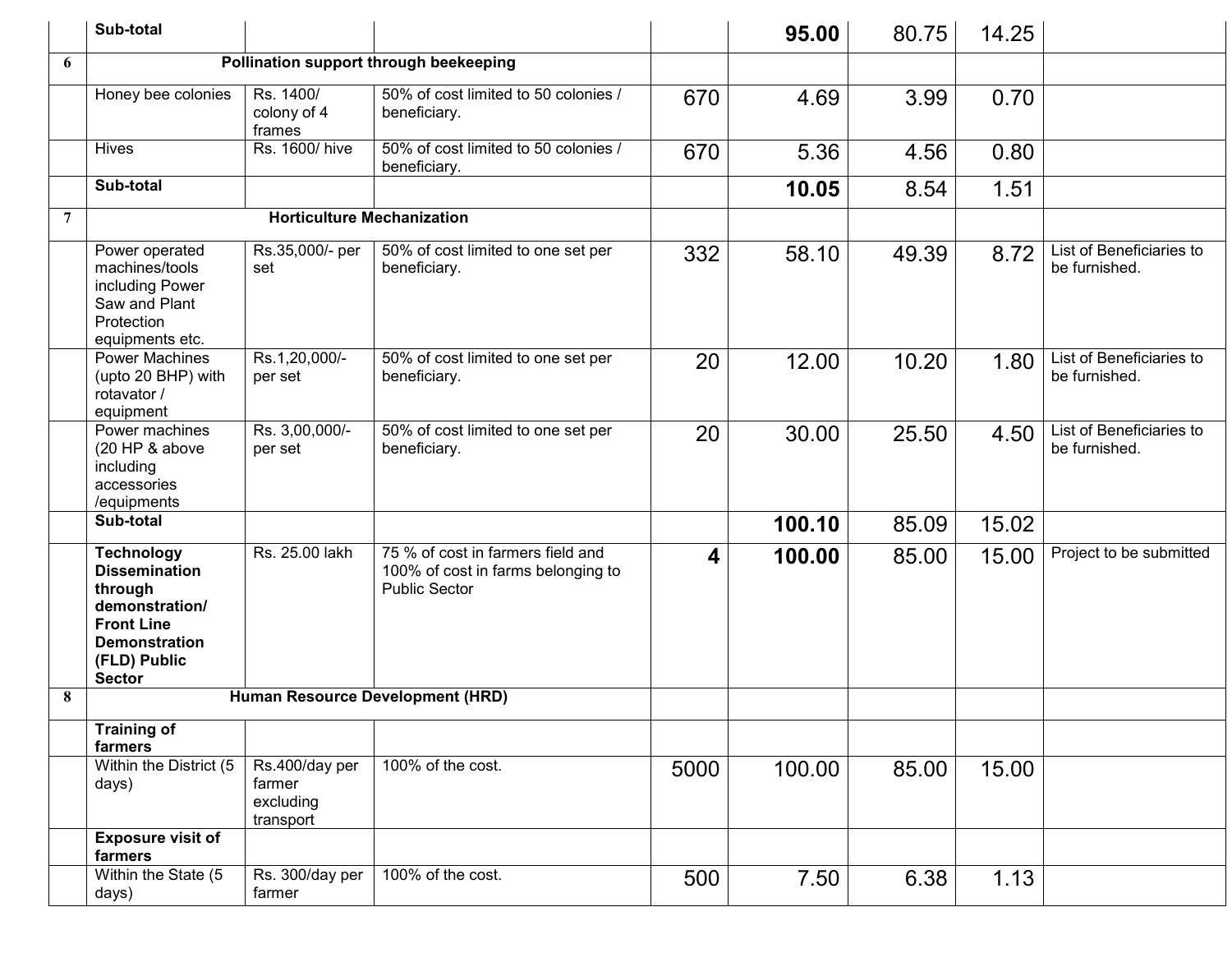| | | | | | | | | |
|---|---|---|---|---|---|---|---|---|
| | **Sub-total** | | | | **95.00** | 80.75 | 14.25 | |
| **6** | **Pollination support through beekeeping** | | | | | | | |
| | Honey bee colonies | Rs. 1400/ colony of 4 frames | 50% of cost limited to 50 colonies / beneficiary. | 670 | 4.69 | 3.99 | 0.70 | |
| | Hives | Rs. 1600/ hive | 50% of cost limited to 50 colonies / beneficiary. | 670 | 5.36 | 4.56 | 0.80 | |
| | **Sub-total** | | | | **10.05** | 8.54 | 1.51 | |
| **7** | **Horticulture Mechanization** | | | | | | | |
| | Power operated machines/tools including Power Saw and Plant Protection equipments etc. | Rs.35,000/- per set | 50% of cost limited to one set per beneficiary. | 332 | 58.10 | 49.39 | 8.72 | List of Beneficiaries to be furnished. |
| | Power Machines (upto 20 BHP) with rotavator / equipment | Rs.1,20,000/- per set | 50% of cost limited to one set per beneficiary. | 20 | 12.00 | 10.20 | 1.80 | List of Beneficiaries to be furnished. |
| | Power machines (20 HP & above including accessories /equipments | Rs. 3,00,000/- per set | 50% of cost limited to one set per beneficiary. | 20 | 30.00 | 25.50 | 4.50 | List of Beneficiaries to be furnished. |
| | **Sub-total** | | | | **100.10** | 85.09 | 15.02 | |
| | **Technology Dissemination through demonstration/ Front Line Demonstration (FLD) Public Sector** | Rs. 25.00 lakh | 75 % of cost in farmers field and 100% of cost in farms belonging to Public Sector | **4** | **100.00** | 85.00 | 15.00 | Project to be submitted |
| **8** | **Human Resource Development (HRD)** | | | | | | | |
| | **Training of farmers** | | | | | | | |
| | Within the District (5 days) | Rs.400/day per farmer excluding transport | 100% of the cost. | 5000 | 100.00 | 85.00 | 15.00 | |
| | **Exposure visit of farmers** | | | | | | | |
| | Within the State (5 days) | Rs. 300/day per farmer | 100% of the cost. | 500 | 7.50 | 6.38 | 1.13 | |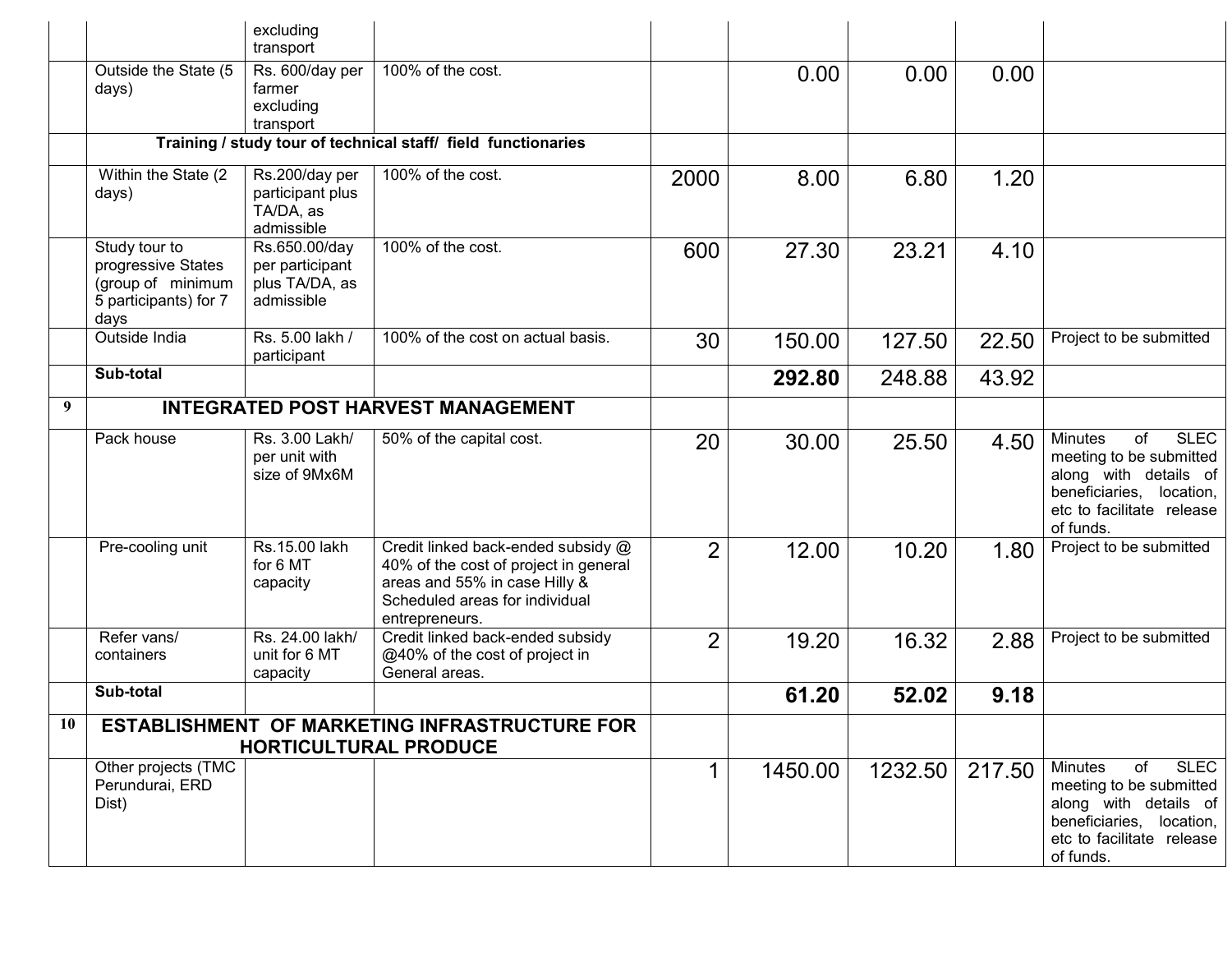| | | | | | | | | |
|---|---|---|---|---|---|---|---|---|
| | | excluding transport | | | | | | |
| | Outside the State (5 days) | Rs. 600/day per farmer excluding transport | 100% of the cost. | | 0.00 | 0.00 | 0.00 | |
| | **Training / study tour of technical staff/ field functionaries** | | | | | | | |
| | Within the State (2 days) | Rs.200/day per participant plus TA/DA, as admissible | 100% of the cost. | 2000 | 8.00 | 6.80 | 1.20 | |
| | Study tour to progressive States (group of minimum 5 participants) for 7 days | Rs.650.00/day per participant plus TA/DA, as admissible | 100% of the cost. | 600 | 27.30 | 23.21 | 4.10 | |
| | Outside India | Rs. 5.00 lakh / participant | 100% of the cost on actual basis. | 30 | 150.00 | 127.50 | 22.50 | Project to be submitted |
| | **Sub-total** | | | | **292.80** | 248.88 | 43.92 | |
| **9** | **INTEGRATED POST HARVEST MANAGEMENT** | | | | | | | |
| | Pack house | Rs. 3.00 Lakh/ per unit with size of 9Mx6M | 50% of the capital cost. | 20 | 30.00 | 25.50 | 4.50 | Minutes of SLEC meeting to be submitted along with details of beneficiaries, location, etc to facilitate release of funds. |
| | Pre-cooling unit | Rs.15.00 lakh for 6 MT capacity | Credit linked back-ended subsidy @ 40% of the cost of project in general areas and 55% in case Hilly & Scheduled areas for individual entrepreneurs. | 2 | 12.00 | 10.20 | 1.80 | Project to be submitted |
| | Refer vans/ containers | Rs. 24.00 lakh/ unit for 6 MT capacity | Credit linked back-ended subsidy @40% of the cost of project in General areas. | 2 | 19.20 | 16.32 | 2.88 | Project to be submitted |
| | **Sub-total** | | | | **61.20** | **52.02** | **9.18** | |
| **10** | **ESTABLISHMENT OF MARKETING INFRASTRUCTURE FOR HORTICULTURAL PRODUCE** | | | | | | | |
| | Other projects (TMC Perundurai, ERD Dist) | | | 1 | 1450.00 | 1232.50 | 217.50 | Minutes of SLEC meeting to be submitted along with details of beneficiaries, location, etc to facilitate release of funds. |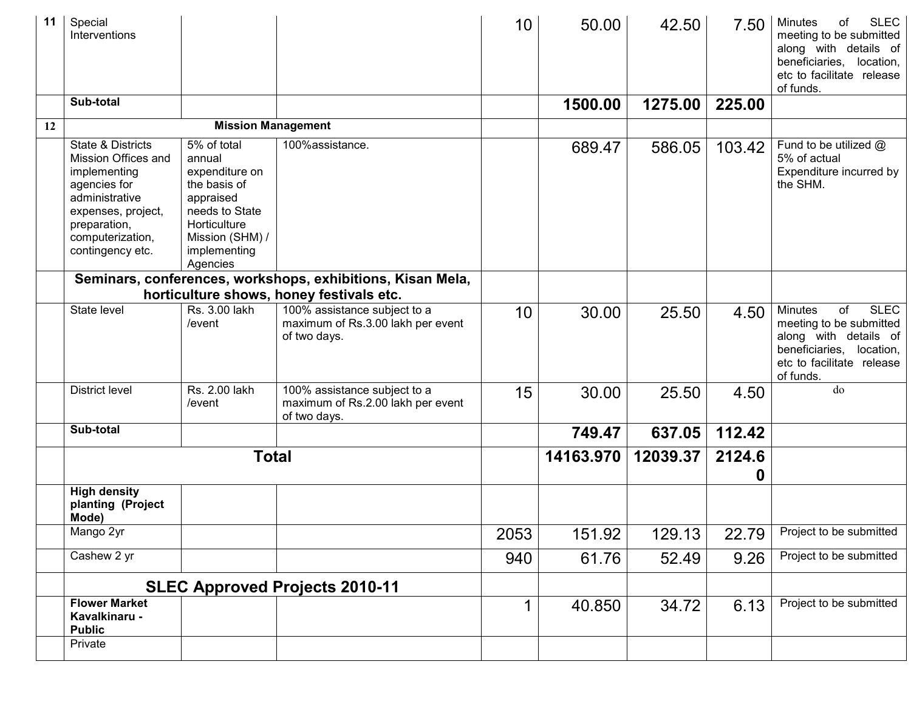| 11 | Special Interventions | | | 10 | 50.00 | 42.50 | 7.50 | Minutes of SLEC meeting to be submitted along with details of beneficiaries, location, etc to facilitate release of funds. |
|---|---|---|---|---|---|---|---|---|
| | **Sub-total** | | | | **1500.00** | **1275.00** | **225.00** | |
| **12** | **Mission Management** | | | | | | | |
| | State & Districts Mission Offices and implementing agencies for administrative expenses, project, preparation, computerization, contingency etc. | 5% of total annual expenditure on the basis of appraised needs to State Horticulture Mission (SHM) / implementing Agencies | 100%assistance. | | 689.47 | 586.05 | 103.42 | Fund to be utilized @ 5% of actual Expenditure incurred by the SHM. |
| | **Seminars, conferences, workshops, exhibitions, Kisan Mela, horticulture shows, honey festivals etc.** | | | | | | | |
| | State level | Rs. 3.00 lakh /event | 100% assistance subject to a maximum of Rs.3.00 lakh per event of two days. | 10 | 30.00 | 25.50 | 4.50 | Minutes of SLEC meeting to be submitted along with details of beneficiaries, location, etc to facilitate release of funds. |
| | District level | Rs. 2.00 lakh /event | 100% assistance subject to a maximum of Rs.2.00 lakh per event of two days. | 15 | 30.00 | 25.50 | 4.50 | do |
| | **Sub-total** | | | | **749.47** | **637.05** | **112.42** | |
| | **Total** | | | | **14163.970** | **12039.37** | **2124.60** | |
| | **High density planting (Project Mode)** | | | | | | | |
| | Mango 2yr | | | 2053 | 151.92 | 129.13 | 22.79 | Project to be submitted |
| | Cashew 2 yr | | | 940 | 61.76 | 52.49 | 9.26 | Project to be submitted |
| | **SLEC Approved Projects 2010-11** | | | | | | | |
| | **Flower Market Kavalkinaru - Public** | | | 1 | 40.850 | 34.72 | 6.13 | Project to be submitted |
| | Private | | | | | | | |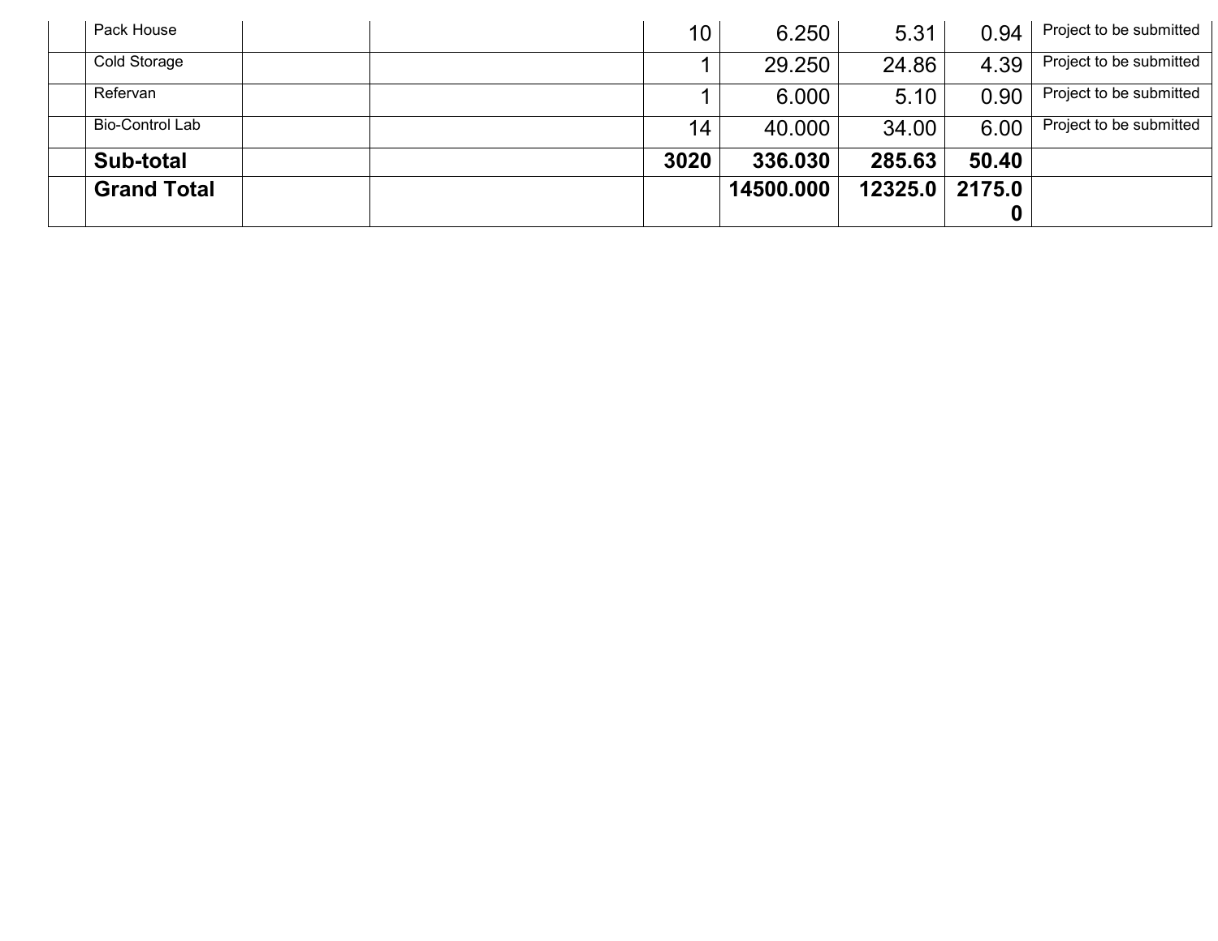| | | | | | | | | |
|---|---|---|---|---|---|---|---|---|
| | Pack House | | | 10 | 6.250 | 5.31 | 0.94 | Project to be submitted |
| | Cold Storage | | | 1 | 29.250 | 24.86 | 4.39 | Project to be submitted |
| | Refervan | | | 1 | 6.000 | 5.10 | 0.90 | Project to be submitted |
| | Bio-Control Lab | | | 14 | 40.000 | 34.00 | 6.00 | Project to be submitted |
| | **Sub-total** | | | **3020** | **336.030** | **285.63** | **50.40** | |
| | **Grand Total** | | | | **14500.000** | **12325.0** | **2175.00** | |